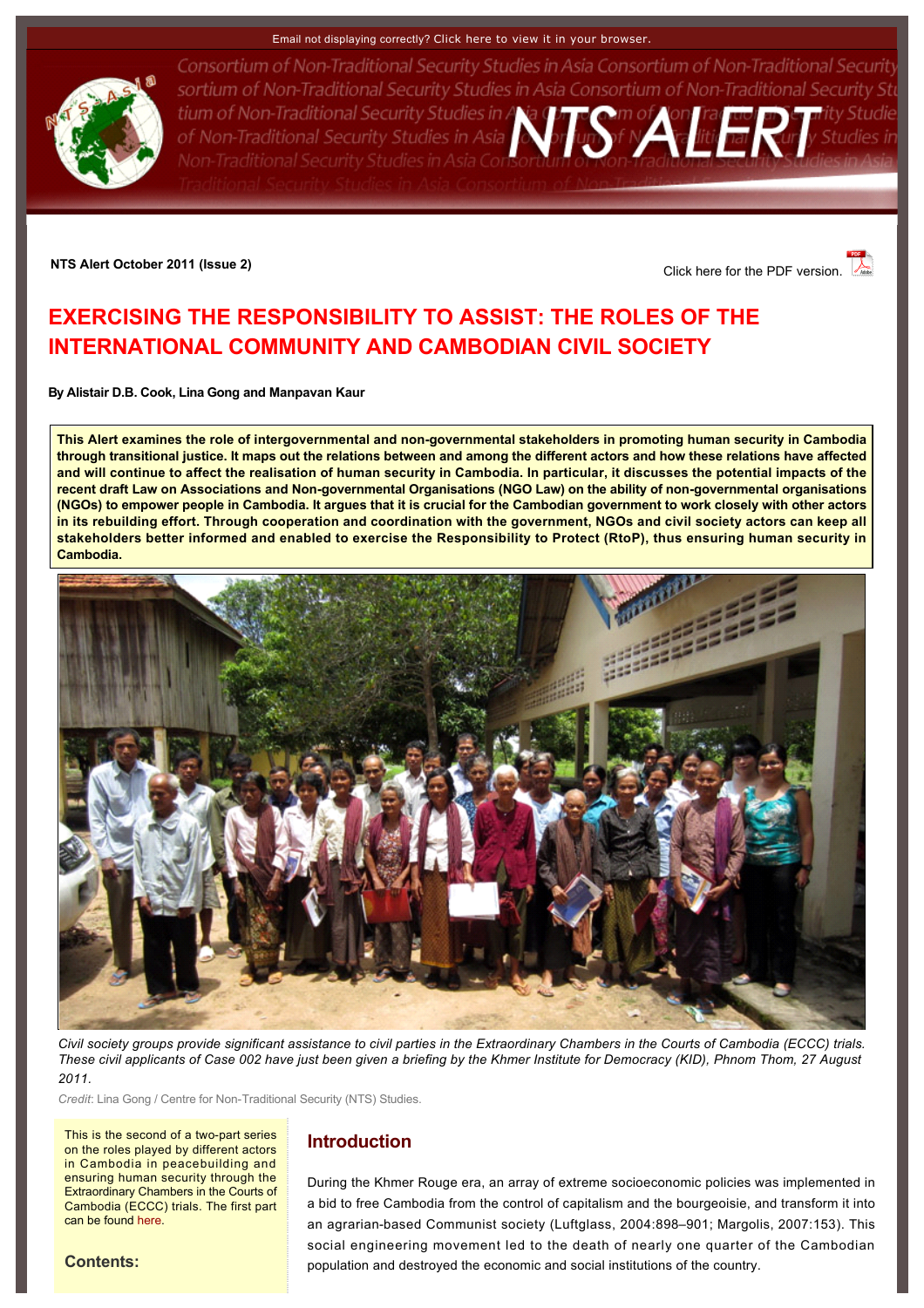Email not displaying correctly? Click here to view it in your browser.

# NTS ALERT

**NTS Alert October 2011 (Issue 2)**

Click here for the PDF version.

# EXERCISING THE RESPONSIBILITY TO ASSIST: THE ROLES OF THE INTERNATIONAL COMMUNITY AND CAMBODIAN CIVIL SOCIETY

**By Alistair D.B. Cook, Lina Gong and Manpavan Kaur**

**This Alert examines the role of intergovernmental and non-governmental stakeholders in promoting human security in Cambodia through transitional justice. It maps out the relations between and among the different actors and how these relations have affected and will continue to affect the realisation of human security in Cambodia. In particular, it discusses the potential impacts of the recent draft Law on Associations and Non-governmental Organisations (NGO Law) on the ability of non-governmental organisations (NGOs) to empower people in Cambodia. It argues that it is crucial for the Cambodian government to work closely with other actors in its rebuilding effort. Through cooperation and coordination with the government, NGOs and civil society actors can keep all stakeholders better informed and enabled to exercise the Responsibility to Protect (RtoP), thus ensuring human security in Cambodia.**

*Civil society groups provide significant assistance to civil parties in the Extraordinary Chambers in the Courts of Cambodia (ECCC) trials. These civil applicants of Case 002 have just been given a briefing by the Khmer Institute for Democracy (KID), Phnom Thom, 27 August 2011.*

*Credit*: Lina Gong / Centre for Non-Traditional Security (NTS) Studies.

This is the second of a two-part series on the roles played by different actors in Cambodia in peacebuilding and ensuring human security through the Extraordinary Chambers in the Courts of Cambodia (ECCC) trials. The first part can be found here.

**Contents:**

## Introduction

During the Khmer Rouge era, an array of extreme socioeconomic policies was implemented in a bid to free Cambodia from the control of capitalism and the bourgeoisie, and transform it into an agrarian-based Communist society (Luftglass, 2004:898–901; Margolis, 2007:153). This social engineering movement led to the death of nearly one quarter of the Cambodian population and destroyed the economic and social institutions of the country.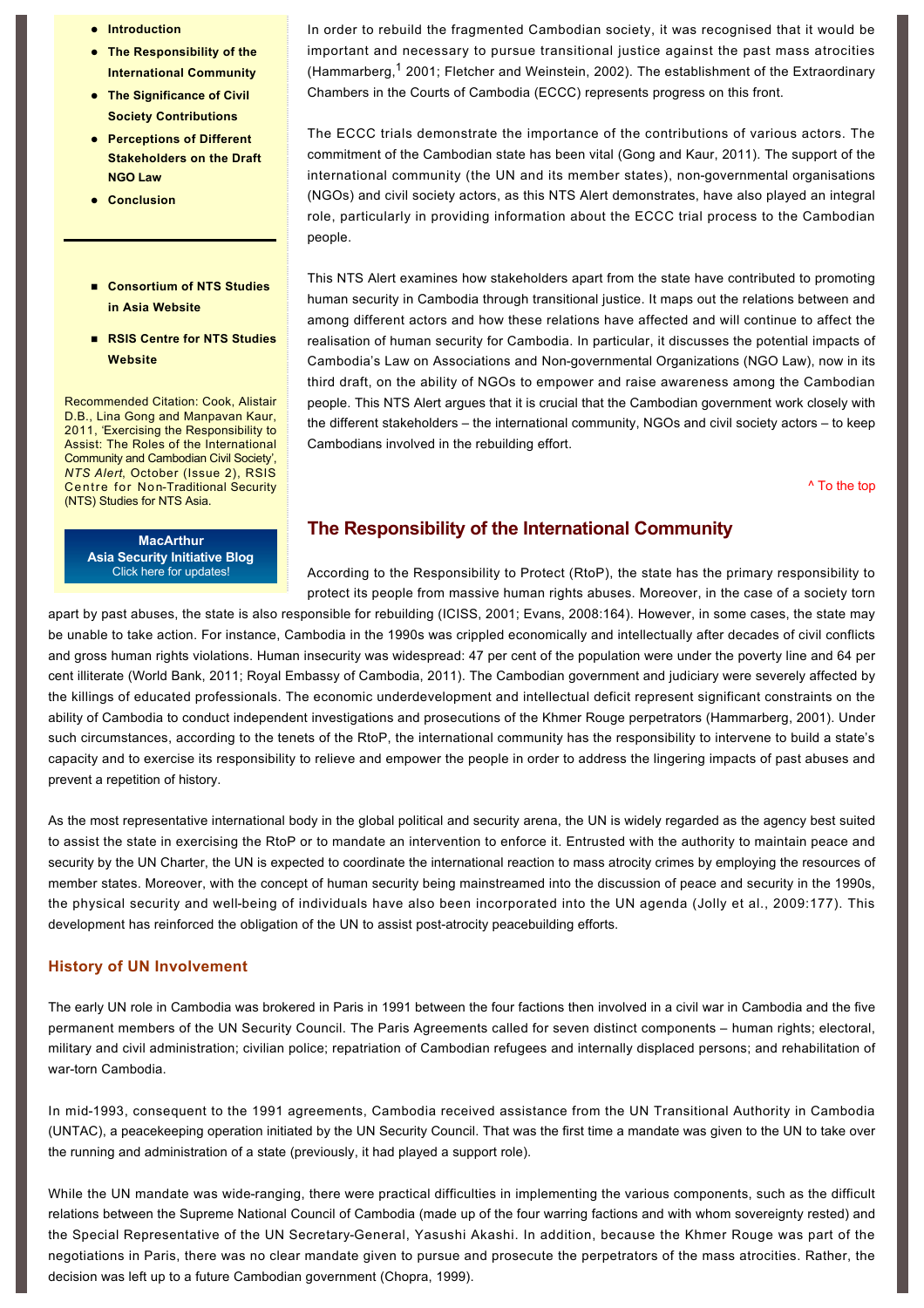- **Introduction**
- **The Responsibility of the International Community**
- **The Significance of Civil Society Contributions**
- **Perceptions of Different Stakeholders on the Draft NGO Law**
- **Conclusion**

---

- **Consortium of NTS Studies in Asia Website**
- **RSIS Centre for NTS Studies Website**

Recommended Citation: Cook, Alistair D.B., Lina Gong and Manpavan Kaur, 2011, 'Exercising the Responsibility to Assist: The Roles of the International Community and Cambodian Civil Society', *NTS Alert*, October (Issue 2), RSIS Centre for Non-Traditional Security (NTS) Studies for NTS Asia.

**MacArthur Asia Security Initiative Blog**
Click here for updates!

In order to rebuild the fragmented Cambodian society, it was recognised that it would be important and necessary to pursue transitional justice against the past mass atrocities (Hammarberg,[1] 2001; Fletcher and Weinstein, 2002). The establishment of the Extraordinary Chambers in the Courts of Cambodia (ECCC) represents progress on this front.

The ECCC trials demonstrate the importance of the contributions of various actors. The commitment of the Cambodian state has been vital (Gong and Kaur, 2011). The support of the international community (the UN and its member states), non-governmental organisations (NGOs) and civil society actors, as this NTS Alert demonstrates, have also played an integral role, particularly in providing information about the ECCC trial process to the Cambodian people.

This NTS Alert examines how stakeholders apart from the state have contributed to promoting human security in Cambodia through transitional justice. It maps out the relations between and among different actors and how these relations have affected and will continue to affect the realisation of human security for Cambodia. In particular, it discusses the potential impacts of Cambodia's Law on Associations and Non-governmental Organizations (NGO Law), now in its third draft, on the ability of NGOs to empower and raise awareness among the Cambodian people. This NTS Alert argues that it is crucial that the Cambodian government work closely with the different stakeholders – the international community, NGOs and civil society actors – to keep Cambodians involved in the rebuilding effort.

^ To the top

## The Responsibility of the International Community

According to the Responsibility to Protect (RtoP), the state has the primary responsibility to protect its people from massive human rights abuses. Moreover, in the case of a society torn apart by past abuses, the state is also responsible for rebuilding (ICISS, 2001; Evans, 2008:164). However, in some cases, the state may be unable to take action. For instance, Cambodia in the 1990s was crippled economically and intellectually after decades of civil conflicts and gross human rights violations. Human insecurity was widespread: 47 per cent of the population were under the poverty line and 64 per cent illiterate (World Bank, 2011; Royal Embassy of Cambodia, 2011). The Cambodian government and judiciary were severely affected by the killings of educated professionals. The economic underdevelopment and intellectual deficit represent significant constraints on the ability of Cambodia to conduct independent investigations and prosecutions of the Khmer Rouge perpetrators (Hammarberg, 2001). Under such circumstances, according to the tenets of the RtoP, the international community has the responsibility to intervene to build a state's capacity and to exercise its responsibility to relieve and empower the people in order to address the lingering impacts of past abuses and prevent a repetition of history.

As the most representative international body in the global political and security arena, the UN is widely regarded as the agency best suited to assist the state in exercising the RtoP or to mandate an intervention to enforce it. Entrusted with the authority to maintain peace and security by the UN Charter, the UN is expected to coordinate the international reaction to mass atrocity crimes by employing the resources of member states. Moreover, with the concept of human security being mainstreamed into the discussion of peace and security in the 1990s, the physical security and well-being of individuals have also been incorporated into the UN agenda (Jolly et al., 2009:177). This development has reinforced the obligation of the UN to assist post-atrocity peacebuilding efforts.

### History of UN Involvement

The early UN role in Cambodia was brokered in Paris in 1991 between the four factions then involved in a civil war in Cambodia and the five permanent members of the UN Security Council. The Paris Agreements called for seven distinct components – human rights; electoral, military and civil administration; civilian police; repatriation of Cambodian refugees and internally displaced persons; and rehabilitation of war-torn Cambodia.

In mid-1993, consequent to the 1991 agreements, Cambodia received assistance from the UN Transitional Authority in Cambodia (UNTAC), a peacekeeping operation initiated by the UN Security Council. That was the first time a mandate was given to the UN to take over the running and administration of a state (previously, it had played a support role).

While the UN mandate was wide-ranging, there were practical difficulties in implementing the various components, such as the difficult relations between the Supreme National Council of Cambodia (made up of the four warring factions and with whom sovereignty rested) and the Special Representative of the UN Secretary-General, Yasushi Akashi. In addition, because the Khmer Rouge was part of the negotiations in Paris, there was no clear mandate given to pursue and prosecute the perpetrators of the mass atrocities. Rather, the decision was left up to a future Cambodian government (Chopra, 1999).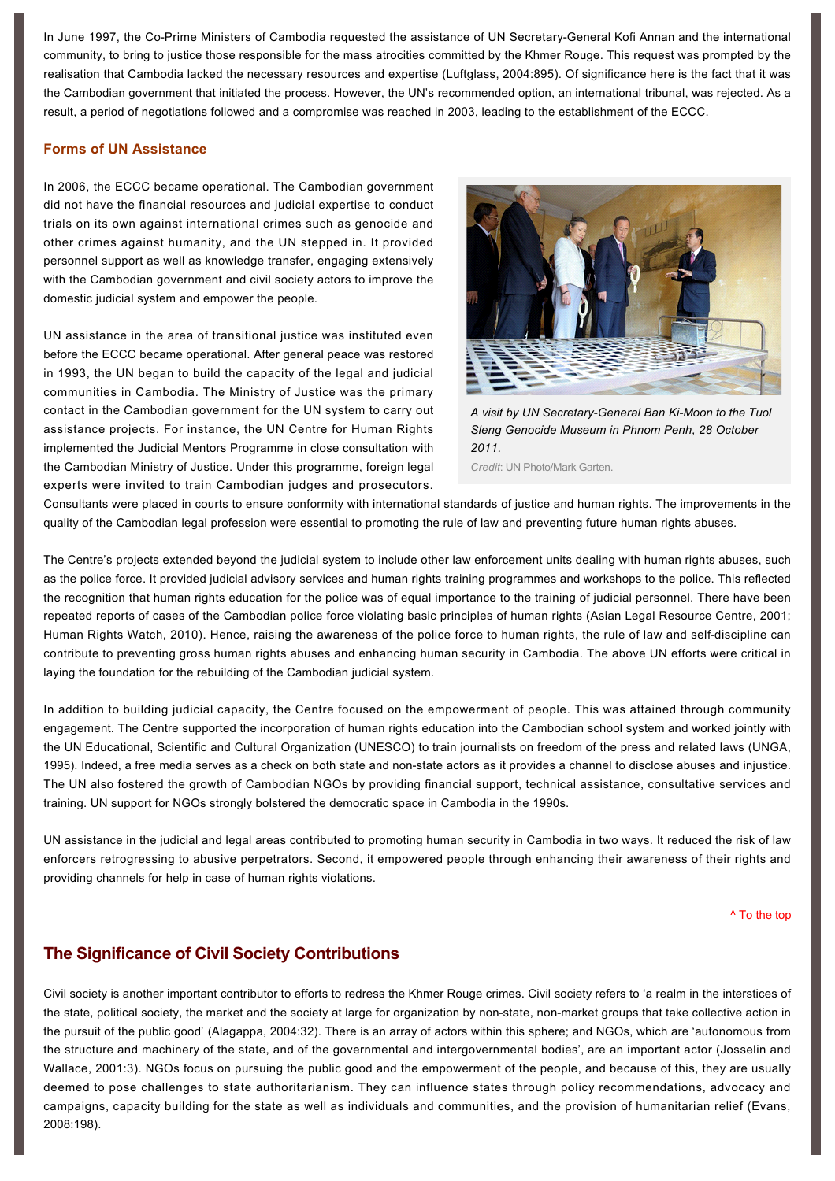In June 1997, the Co-Prime Ministers of Cambodia requested the assistance of UN Secretary-General Kofi Annan and the international community, to bring to justice those responsible for the mass atrocities committed by the Khmer Rouge. This request was prompted by the realisation that Cambodia lacked the necessary resources and expertise (Luftglass, 2004:895). Of significance here is the fact that it was the Cambodian government that initiated the process. However, the UN's recommended option, an international tribunal, was rejected. As a result, a period of negotiations followed and a compromise was reached in 2003, leading to the establishment of the ECCC.

### Forms of UN Assistance

In 2006, the ECCC became operational. The Cambodian government did not have the financial resources and judicial expertise to conduct trials on its own against international crimes such as genocide and other crimes against humanity, and the UN stepped in. It provided personnel support as well as knowledge transfer, engaging extensively with the Cambodian government and civil society actors to improve the domestic judicial system and empower the people.

UN assistance in the area of transitional justice was instituted even before the ECCC became operational. After general peace was restored in 1993, the UN began to build the capacity of the legal and judicial communities in Cambodia. The Ministry of Justice was the primary contact in the Cambodian government for the UN system to carry out assistance projects. For instance, the UN Centre for Human Rights implemented the Judicial Mentors Programme in close consultation with the Cambodian Ministry of Justice. Under this programme, foreign legal experts were invited to train Cambodian judges and prosecutors. Consultants were placed in courts to ensure conformity with international standards of justice and human rights. The improvements in the quality of the Cambodian legal profession were essential to promoting the rule of law and preventing future human rights abuses.

*A visit by UN Secretary-General Ban Ki-Moon to the Tuol Sleng Genocide Museum in Phnom Penh, 28 October 2011.*
*Credit*: UN Photo/Mark Garten.

The Centre's projects extended beyond the judicial system to include other law enforcement units dealing with human rights abuses, such as the police force. It provided judicial advisory services and human rights training programmes and workshops to the police. This reflected the recognition that human rights education for the police was of equal importance to the training of judicial personnel. There have been repeated reports of cases of the Cambodian police force violating basic principles of human rights (Asian Legal Resource Centre, 2001; Human Rights Watch, 2010). Hence, raising the awareness of the police force to human rights, the rule of law and self-discipline can contribute to preventing gross human rights abuses and enhancing human security in Cambodia. The above UN efforts were critical in laying the foundation for the rebuilding of the Cambodian judicial system.

In addition to building judicial capacity, the Centre focused on the empowerment of people. This was attained through community engagement. The Centre supported the incorporation of human rights education into the Cambodian school system and worked jointly with the UN Educational, Scientific and Cultural Organization (UNESCO) to train journalists on freedom of the press and related laws (UNGA, 1995). Indeed, a free media serves as a check on both state and non-state actors as it provides a channel to disclose abuses and injustice. The UN also fostered the growth of Cambodian NGOs by providing financial support, technical assistance, consultative services and training. UN support for NGOs strongly bolstered the democratic space in Cambodia in the 1990s.

UN assistance in the judicial and legal areas contributed to promoting human security in Cambodia in two ways. It reduced the risk of law enforcers retrogressing to abusive perpetrators. Second, it empowered people through enhancing their awareness of their rights and providing channels for help in case of human rights violations.

^ To the top

## The Significance of Civil Society Contributions

Civil society is another important contributor to efforts to redress the Khmer Rouge crimes. Civil society refers to 'a realm in the interstices of the state, political society, the market and the society at large for organization by non-state, non-market groups that take collective action in the pursuit of the public good' (Alagappa, 2004:32). There is an array of actors within this sphere; and NGOs, which are 'autonomous from the structure and machinery of the state, and of the governmental and intergovernmental bodies', are an important actor (Josselin and Wallace, 2001:3). NGOs focus on pursuing the public good and the empowerment of the people, and because of this, they are usually deemed to pose challenges to state authoritarianism. They can influence states through policy recommendations, advocacy and campaigns, capacity building for the state as well as individuals and communities, and the provision of humanitarian relief (Evans, 2008:198).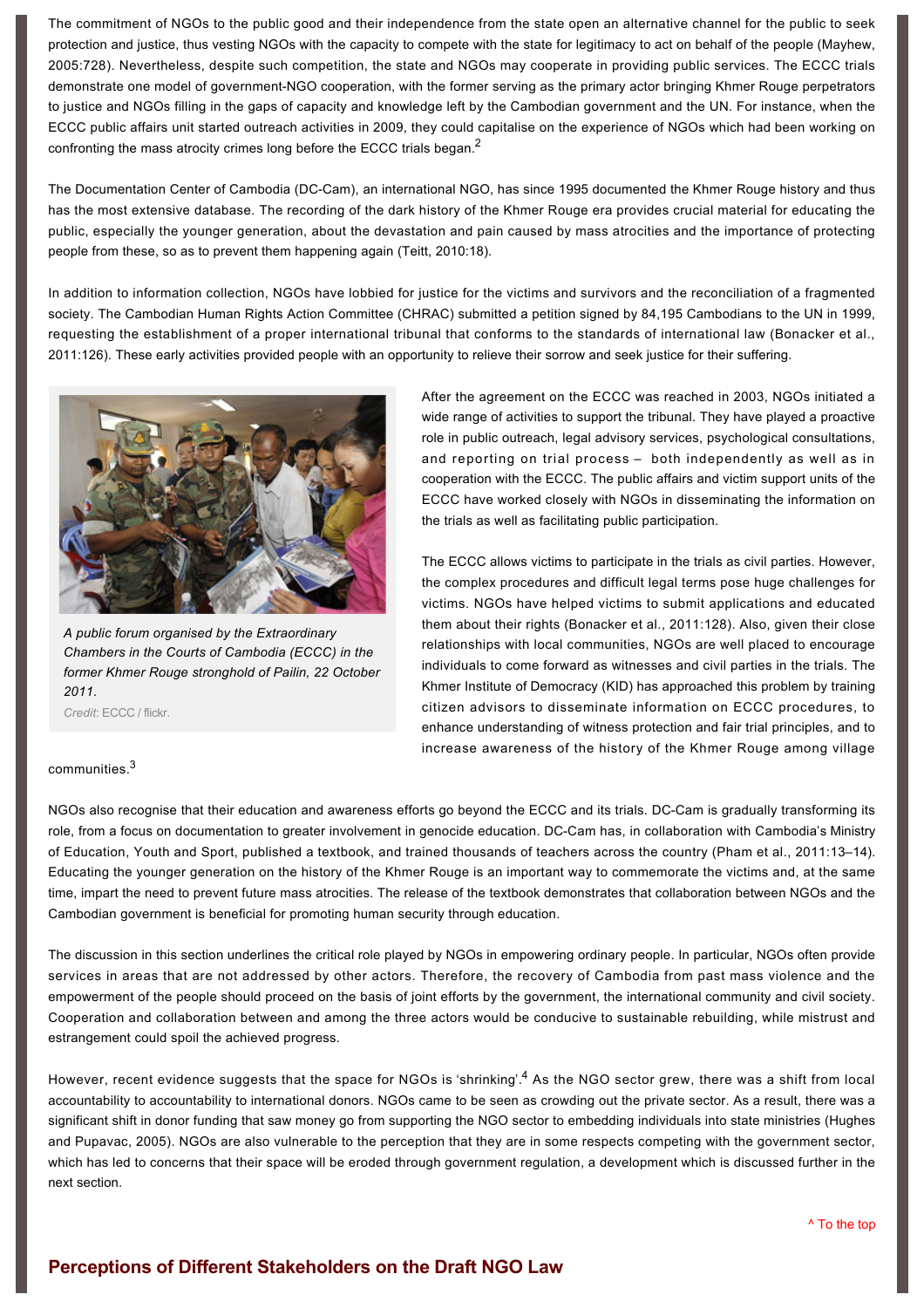The commitment of NGOs to the public good and their independence from the state open an alternative channel for the public to seek protection and justice, thus vesting NGOs with the capacity to compete with the state for legitimacy to act on behalf of the people (Mayhew, 2005:728). Nevertheless, despite such competition, the state and NGOs may cooperate in providing public services. The ECCC trials demonstrate one model of government-NGO cooperation, with the former serving as the primary actor bringing Khmer Rouge perpetrators to justice and NGOs filling in the gaps of capacity and knowledge left by the Cambodian government and the UN. For instance, when the ECCC public affairs unit started outreach activities in 2009, they could capitalise on the experience of NGOs which had been working on confronting the mass atrocity crimes long before the ECCC trials began.[2]

The Documentation Center of Cambodia (DC-Cam), an international NGO, has since 1995 documented the Khmer Rouge history and thus has the most extensive database. The recording of the dark history of the Khmer Rouge era provides crucial material for educating the public, especially the younger generation, about the devastation and pain caused by mass atrocities and the importance of protecting people from these, so as to prevent them happening again (Teitt, 2010:18).

In addition to information collection, NGOs have lobbied for justice for the victims and survivors and the reconciliation of a fragmented society. The Cambodian Human Rights Action Committee (CHRAC) submitted a petition signed by 84,195 Cambodians to the UN in 1999, requesting the establishment of a proper international tribunal that conforms to the standards of international law (Bonacker et al., 2011:126). These early activities provided people with an opportunity to relieve their sorrow and seek justice for their suffering.

*A public forum organised by the Extraordinary Chambers in the Courts of Cambodia (ECCC) in the former Khmer Rouge stronghold of Pailin, 22 October 2011.*
*Credit*: ECCC / flickr.

After the agreement on the ECCC was reached in 2003, NGOs initiated a wide range of activities to support the tribunal. They have played a proactive role in public outreach, legal advisory services, psychological consultations, and reporting on trial process – both independently as well as in cooperation with the ECCC. The public affairs and victim support units of the ECCC have worked closely with NGOs in disseminating the information on the trials as well as facilitating public participation.

The ECCC allows victims to participate in the trials as civil parties. However, the complex procedures and difficult legal terms pose huge challenges for victims. NGOs have helped victims to submit applications and educated them about their rights (Bonacker et al., 2011:128). Also, given their close relationships with local communities, NGOs are well placed to encourage individuals to come forward as witnesses and civil parties in the trials. The Khmer Institute of Democracy (KID) has approached this problem by training citizen advisors to disseminate information on ECCC procedures, to enhance understanding of witness protection and fair trial principles, and to increase awareness of the history of the Khmer Rouge among village communities.[3]

NGOs also recognise that their education and awareness efforts go beyond the ECCC and its trials. DC-Cam is gradually transforming its role, from a focus on documentation to greater involvement in genocide education. DC-Cam has, in collaboration with Cambodia's Ministry of Education, Youth and Sport, published a textbook, and trained thousands of teachers across the country (Pham et al., 2011:13–14). Educating the younger generation on the history of the Khmer Rouge is an important way to commemorate the victims and, at the same time, impart the need to prevent future mass atrocities. The release of the textbook demonstrates that collaboration between NGOs and the Cambodian government is beneficial for promoting human security through education.

The discussion in this section underlines the critical role played by NGOs in empowering ordinary people. In particular, NGOs often provide services in areas that are not addressed by other actors. Therefore, the recovery of Cambodia from past mass violence and the empowerment of the people should proceed on the basis of joint efforts by the government, the international community and civil society. Cooperation and collaboration between and among the three actors would be conducive to sustainable rebuilding, while mistrust and estrangement could spoil the achieved progress.

However, recent evidence suggests that the space for NGOs is 'shrinking'.[4] As the NGO sector grew, there was a shift from local accountability to accountability to international donors. NGOs came to be seen as crowding out the private sector. As a result, there was a significant shift in donor funding that saw money go from supporting the NGO sector to embedding individuals into state ministries (Hughes and Pupavac, 2005). NGOs are also vulnerable to the perception that they are in some respects competing with the government sector, which has led to concerns that their space will be eroded through government regulation, a development which is discussed further in the next section.

^ To the top

## Perceptions of Different Stakeholders on the Draft NGO Law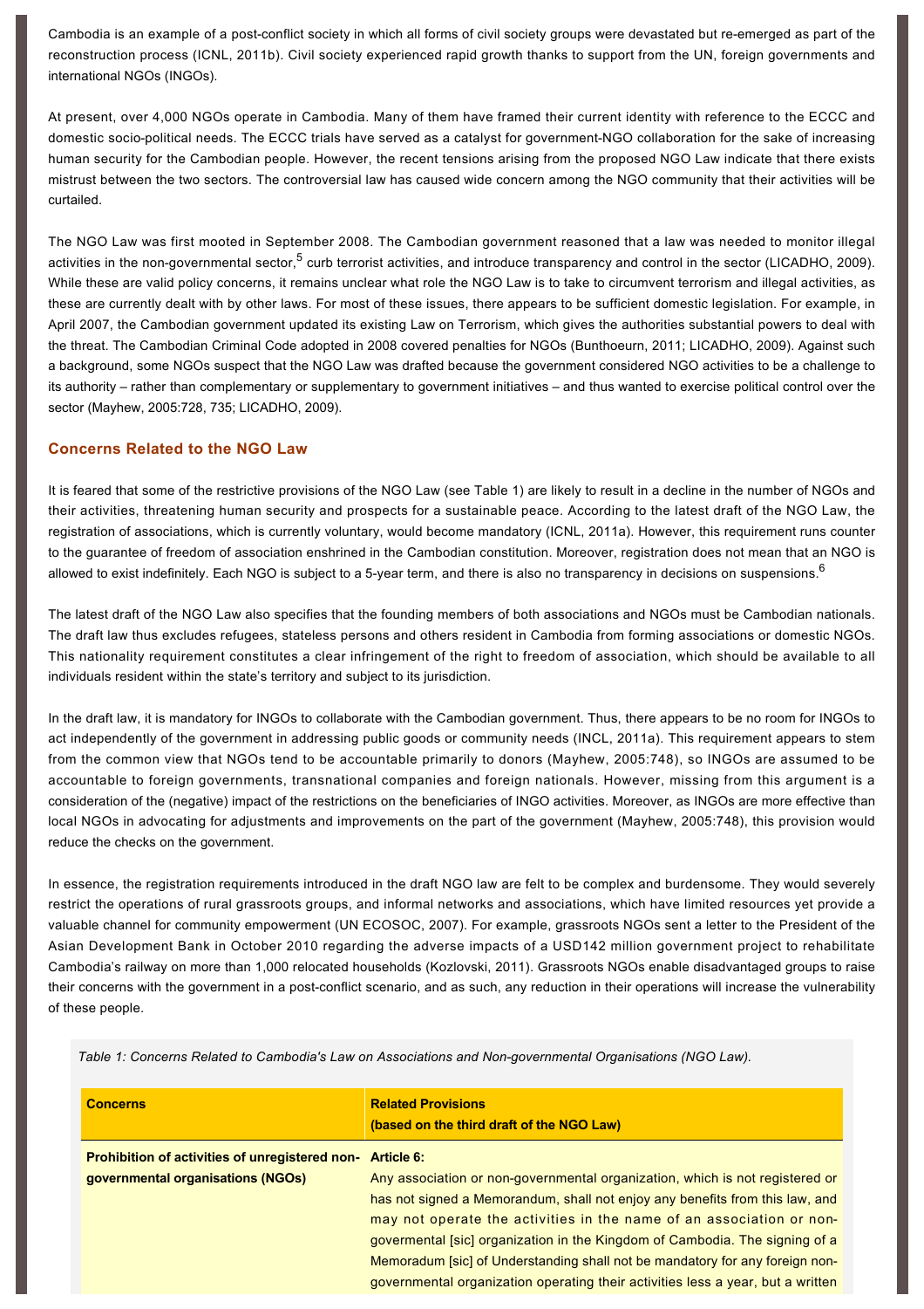Cambodia is an example of a post-conflict society in which all forms of civil society groups were devastated but re-emerged as part of the reconstruction process (ICNL, 2011b). Civil society experienced rapid growth thanks to support from the UN, foreign governments and international NGOs (INGOs).

At present, over 4,000 NGOs operate in Cambodia. Many of them have framed their current identity with reference to the ECCC and domestic socio-political needs. The ECCC trials have served as a catalyst for government-NGO collaboration for the sake of increasing human security for the Cambodian people. However, the recent tensions arising from the proposed NGO Law indicate that there exists mistrust between the two sectors. The controversial law has caused wide concern among the NGO community that their activities will be curtailed.

The NGO Law was first mooted in September 2008. The Cambodian government reasoned that a law was needed to monitor illegal activities in the non-governmental sector,[5] curb terrorist activities, and introduce transparency and control in the sector (LICADHO, 2009). While these are valid policy concerns, it remains unclear what role the NGO Law is to take to circumvent terrorism and illegal activities, as these are currently dealt with by other laws. For most of these issues, there appears to be sufficient domestic legislation. For example, in April 2007, the Cambodian government updated its existing Law on Terrorism, which gives the authorities substantial powers to deal with the threat. The Cambodian Criminal Code adopted in 2008 covered penalties for NGOs (Bunthoeurn, 2011; LICADHO, 2009). Against such a background, some NGOs suspect that the NGO Law was drafted because the government considered NGO activities to be a challenge to its authority – rather than complementary or supplementary to government initiatives – and thus wanted to exercise political control over the sector (Mayhew, 2005:728, 735; LICADHO, 2009).

## Concerns Related to the NGO Law

It is feared that some of the restrictive provisions of the NGO Law (see Table 1) are likely to result in a decline in the number of NGOs and their activities, threatening human security and prospects for a sustainable peace. According to the latest draft of the NGO Law, the registration of associations, which is currently voluntary, would become mandatory (ICNL, 2011a). However, this requirement runs counter to the guarantee of freedom of association enshrined in the Cambodian constitution. Moreover, registration does not mean that an NGO is allowed to exist indefinitely. Each NGO is subject to a 5-year term, and there is also no transparency in decisions on suspensions.[6]

The latest draft of the NGO Law also specifies that the founding members of both associations and NGOs must be Cambodian nationals. The draft law thus excludes refugees, stateless persons and others resident in Cambodia from forming associations or domestic NGOs. This nationality requirement constitutes a clear infringement of the right to freedom of association, which should be available to all individuals resident within the state's territory and subject to its jurisdiction.

In the draft law, it is mandatory for INGOs to collaborate with the Cambodian government. Thus, there appears to be no room for INGOs to act independently of the government in addressing public goods or community needs (INCL, 2011a). This requirement appears to stem from the common view that NGOs tend to be accountable primarily to donors (Mayhew, 2005:748), so INGOs are assumed to be accountable to foreign governments, transnational companies and foreign nationals. However, missing from this argument is a consideration of the (negative) impact of the restrictions on the beneficiaries of INGO activities. Moreover, as INGOs are more effective than local NGOs in advocating for adjustments and improvements on the part of the government (Mayhew, 2005:748), this provision would reduce the checks on the government.

In essence, the registration requirements introduced in the draft NGO law are felt to be complex and burdensome. They would severely restrict the operations of rural grassroots groups, and informal networks and associations, which have limited resources yet provide a valuable channel for community empowerment (UN ECOSOC, 2007). For example, grassroots NGOs sent a letter to the President of the Asian Development Bank in October 2010 regarding the adverse impacts of a USD142 million government project to rehabilitate Cambodia's railway on more than 1,000 relocated households (Kozlovski, 2011). Grassroots NGOs enable disadvantaged groups to raise their concerns with the government in a post-conflict scenario, and as such, any reduction in their operations will increase the vulnerability of these people.

*Table 1: Concerns Related to Cambodia's Law on Associations and Non-governmental Organisations (NGO Law).*

| Concerns | Related Provisions (based on the third draft of the NGO Law) |
|---|---|
| **Prohibition of activities of unregistered non-governmental organisations (NGOs)** | **Article 6:** Any association or non-governmental organization, which is not registered or has not signed a Memorandum, shall not enjoy any benefits from this law, and may not operate the activities in the name of an association or non-govermental [sic] organization in the Kingdom of Cambodia. The signing of a Memoradum [sic] of Understanding shall not be mandatory for any foreign non-governmental organization operating their activities less a year, but a written |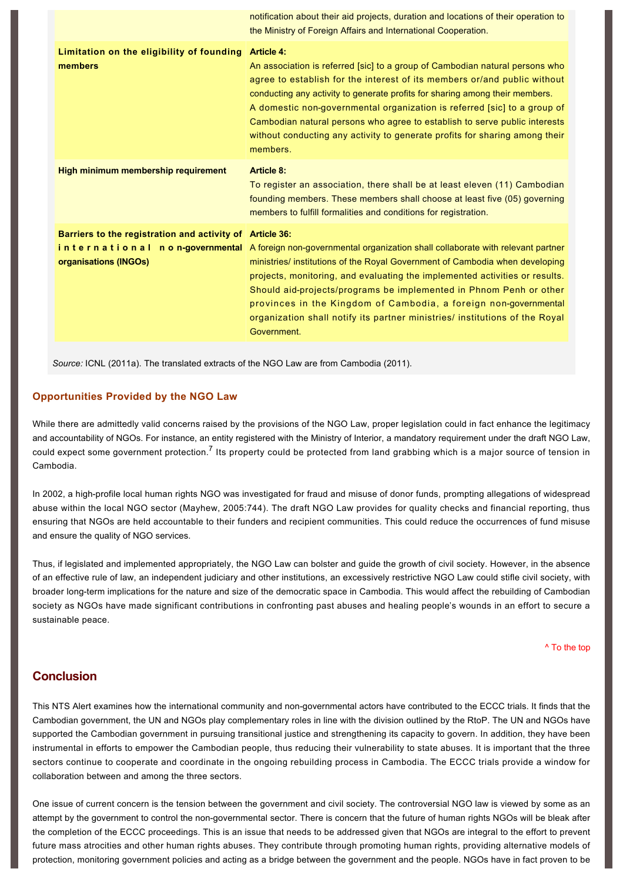| | |
|---|---|
| | notification about their aid projects, duration and locations of their operation to the Ministry of Foreign Affairs and International Cooperation. |
| **Limitation on the eligibility of founding members** | **Article 4:** An association is referred [sic] to a group of Cambodian natural persons who agree to establish for the interest of its members or/and public without conducting any activity to generate profits for sharing among their members. A domestic non-governmental organization is referred [sic] to a group of Cambodian natural persons who agree to establish to serve public interests without conducting any activity to generate profits for sharing among their members. |
| **High minimum membership requirement** | **Article 8:** To register an association, there shall be at least eleven (11) Cambodian founding members. These members shall choose at least five (05) governing members to fulfill formalities and conditions for registration. |
| **Barriers to the registration and activity of international non-governmental organisations (INGOs)** | **Article 36:** A foreign non-governmental organization shall collaborate with relevant partner ministries/ institutions of the Royal Government of Cambodia when developing projects, monitoring, and evaluating the implemented activities or results. Should aid-projects/programs be implemented in Phnom Penh or other provinces in the Kingdom of Cambodia, a foreign non-governmental organization shall notify its partner ministries/ institutions of the Royal Government. |

*Source:* ICNL (2011a). The translated extracts of the NGO Law are from Cambodia (2011).

### Opportunities Provided by the NGO Law

While there are admittedly valid concerns raised by the provisions of the NGO Law, proper legislation could in fact enhance the legitimacy and accountability of NGOs. For instance, an entity registered with the Ministry of Interior, a mandatory requirement under the draft NGO Law, could expect some government protection.[7] Its property could be protected from land grabbing which is a major source of tension in Cambodia.

In 2002, a high-profile local human rights NGO was investigated for fraud and misuse of donor funds, prompting allegations of widespread abuse within the local NGO sector (Mayhew, 2005:744). The draft NGO Law provides for quality checks and financial reporting, thus ensuring that NGOs are held accountable to their funders and recipient communities. This could reduce the occurrences of fund misuse and ensure the quality of NGO services.

Thus, if legislated and implemented appropriately, the NGO Law can bolster and guide the growth of civil society. However, in the absence of an effective rule of law, an independent judiciary and other institutions, an excessively restrictive NGO Law could stifle civil society, with broader long-term implications for the nature and size of the democratic space in Cambodia. This would affect the rebuilding of Cambodian society as NGOs have made significant contributions in confronting past abuses and healing people's wounds in an effort to secure a sustainable peace.

^ To the top

## Conclusion

This NTS Alert examines how the international community and non-governmental actors have contributed to the ECCC trials. It finds that the Cambodian government, the UN and NGOs play complementary roles in line with the division outlined by the RtoP. The UN and NGOs have supported the Cambodian government in pursuing transitional justice and strengthening its capacity to govern. In addition, they have been instrumental in efforts to empower the Cambodian people, thus reducing their vulnerability to state abuses. It is important that the three sectors continue to cooperate and coordinate in the ongoing rebuilding process in Cambodia. The ECCC trials provide a window for collaboration between and among the three sectors.

One issue of current concern is the tension between the government and civil society. The controversial NGO law is viewed by some as an attempt by the government to control the non-governmental sector. There is concern that the future of human rights NGOs will be bleak after the completion of the ECCC proceedings. This is an issue that needs to be addressed given that NGOs are integral to the effort to prevent future mass atrocities and other human rights abuses. They contribute through promoting human rights, providing alternative models of protection, monitoring government policies and acting as a bridge between the government and the people. NGOs have in fact proven to be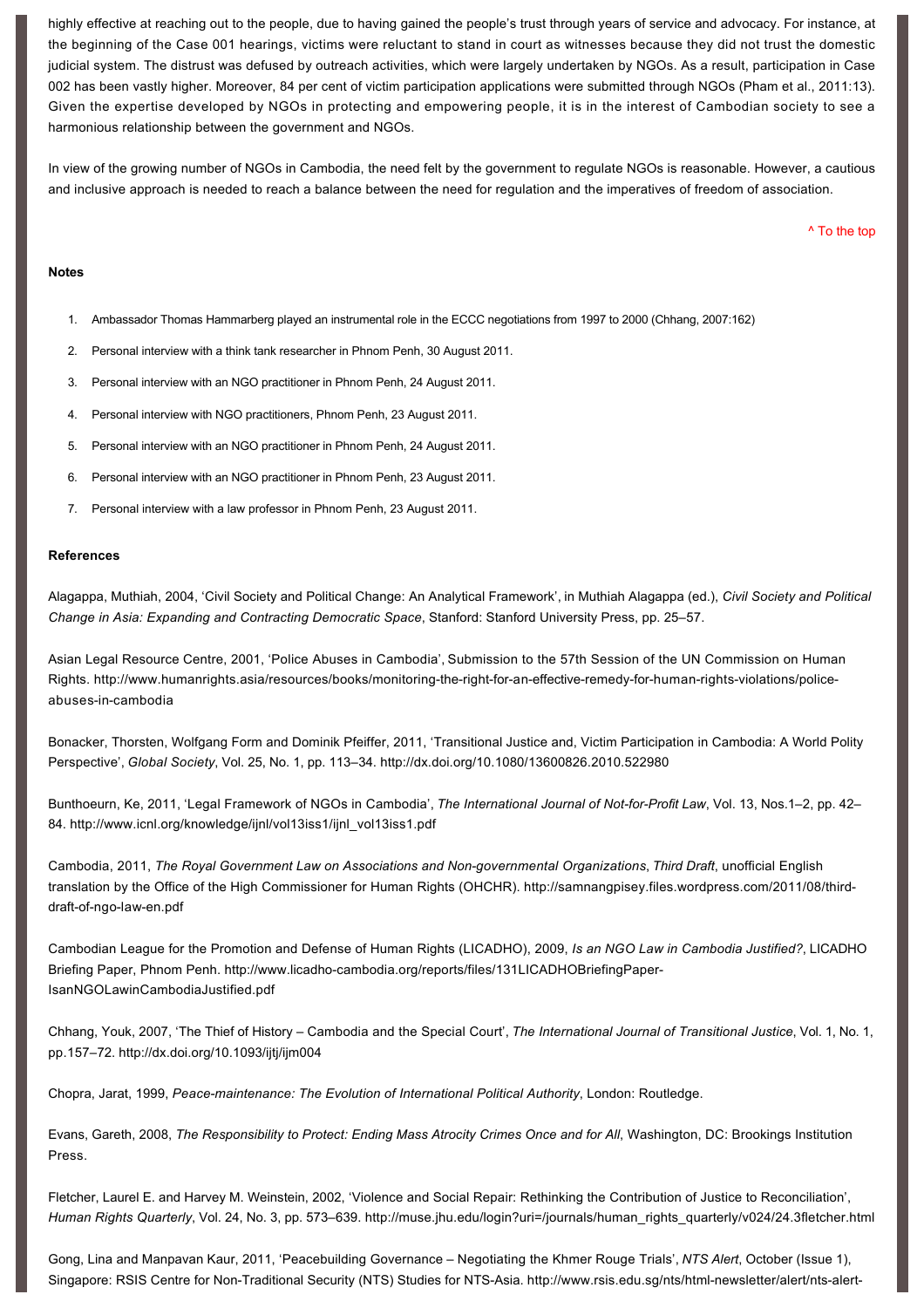highly effective at reaching out to the people, due to having gained the people's trust through years of service and advocacy. For instance, at the beginning of the Case 001 hearings, victims were reluctant to stand in court as witnesses because they did not trust the domestic judicial system. The distrust was defused by outreach activities, which were largely undertaken by NGOs. As a result, participation in Case 002 has been vastly higher. Moreover, 84 per cent of victim participation applications were submitted through NGOs (Pham et al., 2011:13). Given the expertise developed by NGOs in protecting and empowering people, it is in the interest of Cambodian society to see a harmonious relationship between the government and NGOs.

In view of the growing number of NGOs in Cambodia, the need felt by the government to regulate NGOs is reasonable. However, a cautious and inclusive approach is needed to reach a balance between the need for regulation and the imperatives of freedom of association.

^ To the top

**Notes**

1. Ambassador Thomas Hammarberg played an instrumental role in the ECCC negotiations from 1997 to 2000 (Chhang, 2007:162)
2. Personal interview with a think tank researcher in Phnom Penh, 30 August 2011.
3. Personal interview with an NGO practitioner in Phnom Penh, 24 August 2011.
4. Personal interview with NGO practitioners, Phnom Penh, 23 August 2011.
5. Personal interview with an NGO practitioner in Phnom Penh, 24 August 2011.
6. Personal interview with an NGO practitioner in Phnom Penh, 23 August 2011.
7. Personal interview with a law professor in Phnom Penh, 23 August 2011.

**References**

Alagappa, Muthiah, 2004, 'Civil Society and Political Change: An Analytical Framework', in Muthiah Alagappa (ed.), *Civil Society and Political Change in Asia: Expanding and Contracting Democratic Space*, Stanford: Stanford University Press, pp. 25–57.

Asian Legal Resource Centre, 2001, 'Police Abuses in Cambodia', Submission to the 57th Session of the UN Commission on Human Rights. http://www.humanrights.asia/resources/books/monitoring-the-right-for-an-effective-remedy-for-human-rights-violations/police-abuses-in-cambodia

Bonacker, Thorsten, Wolfgang Form and Dominik Pfeiffer, 2011, 'Transitional Justice and, Victim Participation in Cambodia: A World Polity Perspective', *Global Society*, Vol. 25, No. 1, pp. 113–34. http://dx.doi.org/10.1080/13600826.2010.522980

Bunthoeurn, Ke, 2011, 'Legal Framework of NGOs in Cambodia', *The International Journal of Not-for-Profit Law*, Vol. 13, Nos.1–2, pp. 42–84. http://www.icnl.org/knowledge/ijnl/vol13iss1/ijnl_vol13iss1.pdf

Cambodia, 2011, *The Royal Government Law on Associations and Non-governmental Organizations*, *Third Draft*, unofficial English translation by the Office of the High Commissioner for Human Rights (OHCHR). http://samnangpisey.files.wordpress.com/2011/08/third-draft-of-ngo-law-en.pdf

Cambodian League for the Promotion and Defense of Human Rights (LICADHO), 2009, *Is an NGO Law in Cambodia Justified?*, LICADHO Briefing Paper, Phnom Penh. http://www.licadho-cambodia.org/reports/files/131LICADHOBriefingPaper-IsanNGOLawinCambodiaJustified.pdf

Chhang, Youk, 2007, 'The Thief of History – Cambodia and the Special Court', *The International Journal of Transitional Justice*, Vol. 1, No. 1, pp.157–72. http://dx.doi.org/10.1093/ijtj/ijm004

Chopra, Jarat, 1999, *Peace-maintenance: The Evolution of International Political Authority*, London: Routledge.

Evans, Gareth, 2008, *The Responsibility to Protect: Ending Mass Atrocity Crimes Once and for All*, Washington, DC: Brookings Institution Press.

Fletcher, Laurel E. and Harvey M. Weinstein, 2002, 'Violence and Social Repair: Rethinking the Contribution of Justice to Reconciliation', *Human Rights Quarterly*, Vol. 24, No. 3, pp. 573–639. http://muse.jhu.edu/login?uri=/journals/human_rights_quarterly/v024/24.3fletcher.html

Gong, Lina and Manpavan Kaur, 2011, 'Peacebuilding Governance – Negotiating the Khmer Rouge Trials', *NTS Alert*, October (Issue 1), Singapore: RSIS Centre for Non-Traditional Security (NTS) Studies for NTS-Asia. http://www.rsis.edu.sg/nts/html-newsletter/alert/nts-alert-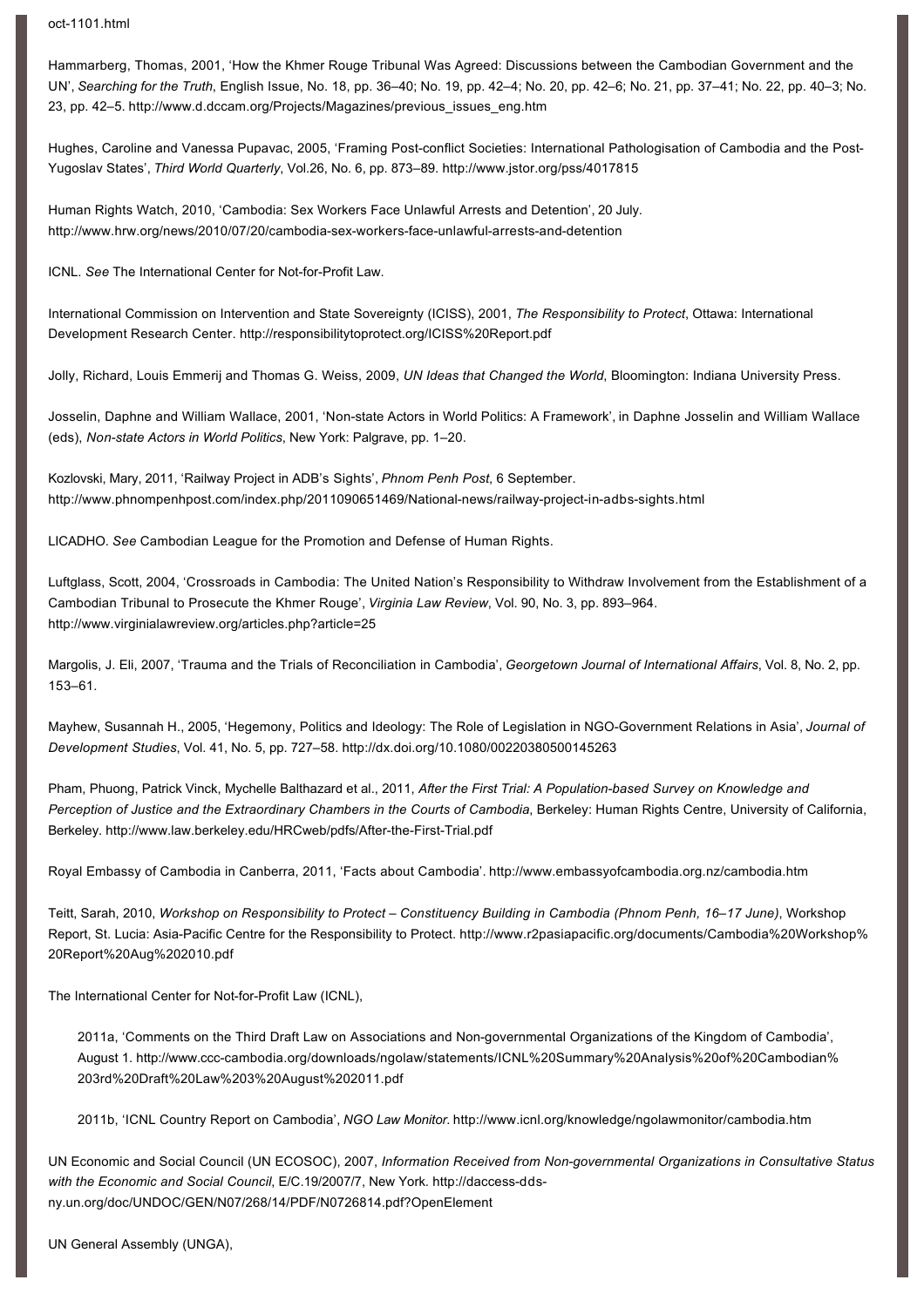oct-1101.html

Hammarberg, Thomas, 2001, 'How the Khmer Rouge Tribunal Was Agreed: Discussions between the Cambodian Government and the UN', *Searching for the Truth*, English Issue, No. 18, pp. 36–40; No. 19, pp. 42–4; No. 20, pp. 42–6; No. 21, pp. 37–41; No. 22, pp. 40–3; No. 23, pp. 42–5. http://www.d.dccam.org/Projects/Magazines/previous_issues_eng.htm

Hughes, Caroline and Vanessa Pupavac, 2005, 'Framing Post-conflict Societies: International Pathologisation of Cambodia and the Post-Yugoslav States', *Third World Quarterly*, Vol.26, No. 6, pp. 873–89. http://www.jstor.org/pss/4017815

Human Rights Watch, 2010, 'Cambodia: Sex Workers Face Unlawful Arrests and Detention', 20 July. http://www.hrw.org/news/2010/07/20/cambodia-sex-workers-face-unlawful-arrests-and-detention

ICNL. *See* The International Center for Not-for-Profit Law.

International Commission on Intervention and State Sovereignty (ICISS), 2001, *The Responsibility to Protect*, Ottawa: International Development Research Center. http://responsibilitytoprotect.org/ICISS%20Report.pdf

Jolly, Richard, Louis Emmerij and Thomas G. Weiss, 2009, *UN Ideas that Changed the World*, Bloomington: Indiana University Press.

Josselin, Daphne and William Wallace, 2001, 'Non-state Actors in World Politics: A Framework', in Daphne Josselin and William Wallace (eds), *Non-state Actors in World Politics*, New York: Palgrave, pp. 1–20.

Kozlovski, Mary, 2011, 'Railway Project in ADB's Sights', *Phnom Penh Post*, 6 September. http://www.phnompenhpost.com/index.php/2011090651469/National-news/railway-project-in-adbs-sights.html

LICADHO. *See* Cambodian League for the Promotion and Defense of Human Rights.

Luftglass, Scott, 2004, 'Crossroads in Cambodia: The United Nation's Responsibility to Withdraw Involvement from the Establishment of a Cambodian Tribunal to Prosecute the Khmer Rouge', *Virginia Law Review*, Vol. 90, No. 3, pp. 893–964. http://www.virginialawreview.org/articles.php?article=25

Margolis, J. Eli, 2007, 'Trauma and the Trials of Reconciliation in Cambodia', *Georgetown Journal of International Affairs*, Vol. 8, No. 2, pp. 153–61.

Mayhew, Susannah H., 2005, 'Hegemony, Politics and Ideology: The Role of Legislation in NGO-Government Relations in Asia', *Journal of Development Studies*, Vol. 41, No. 5, pp. 727–58. http://dx.doi.org/10.1080/00220380500145263

Pham, Phuong, Patrick Vinck, Mychelle Balthazard et al., 2011, *After the First Trial: A Population-based Survey on Knowledge and Perception of Justice and the Extraordinary Chambers in the Courts of Cambodia*, Berkeley: Human Rights Centre, University of California, Berkeley. http://www.law.berkeley.edu/HRCweb/pdfs/After-the-First-Trial.pdf

Royal Embassy of Cambodia in Canberra, 2011, 'Facts about Cambodia'. http://www.embassyofcambodia.org.nz/cambodia.htm

Teitt, Sarah, 2010, *Workshop on Responsibility to Protect – Constituency Building in Cambodia (Phnom Penh, 16–17 June)*, Workshop Report, St. Lucia: Asia-Pacific Centre for the Responsibility to Protect. http://www.r2pasiapacific.org/documents/Cambodia%20Workshop%20Report%20Aug%202010.pdf

The International Center for Not-for-Profit Law (ICNL),

2011a, 'Comments on the Third Draft Law on Associations and Non-governmental Organizations of the Kingdom of Cambodia', August 1. http://www.ccc-cambodia.org/downloads/ngolaw/statements/ICNL%20Summary%20Analysis%20of%20Cambodian%203rd%20Draft%20Law%203%20August%202011.pdf

2011b, 'ICNL Country Report on Cambodia', *NGO Law Monitor*. http://www.icnl.org/knowledge/ngolawmonitor/cambodia.htm

UN Economic and Social Council (UN ECOSOC), 2007, *Information Received from Non-governmental Organizations in Consultative Status with the Economic and Social Council*, E/C.19/2007/7, New York. http://daccess-dds-ny.un.org/doc/UNDOC/GEN/N07/268/14/PDF/N0726814.pdf?OpenElement

UN General Assembly (UNGA),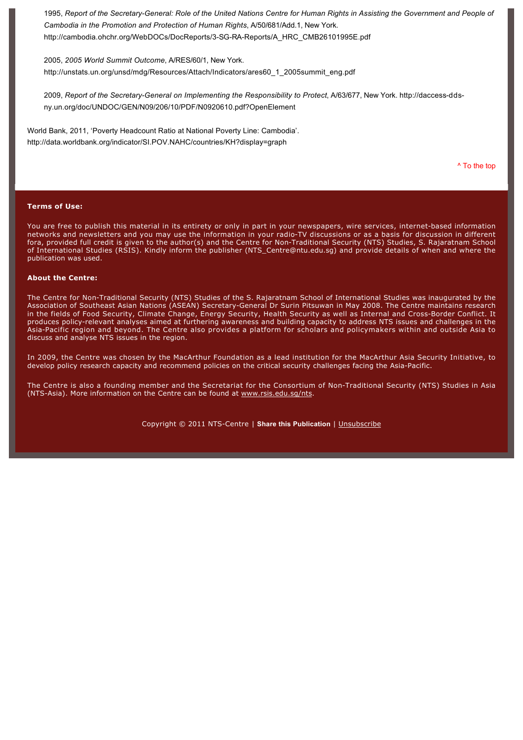1995, *Report of the Secretary-General: Role of the United Nations Centre for Human Rights in Assisting the Government and People of Cambodia in the Promotion and Protection of Human Rights*, A/50/681/Add.1, New York. http://cambodia.ohchr.org/WebDOCs/DocReports/3-SG-RA-Reports/A_HRC_CMB26101995E.pdf

2005, *2005 World Summit Outcome*, A/RES/60/1, New York. http://unstats.un.org/unsd/mdg/Resources/Attach/Indicators/ares60_1_2005summit_eng.pdf

2009, *Report of the Secretary-General on Implementing the Responsibility to Protect*, A/63/677, New York. http://daccess-dds-ny.un.org/doc/UNDOC/GEN/N09/206/10/PDF/N0920610.pdf?OpenElement

World Bank, 2011, 'Poverty Headcount Ratio at National Poverty Line: Cambodia'. http://data.worldbank.org/indicator/SI.POV.NAHC/countries/KH?display=graph

^ To the top

**Terms of Use:**

You are free to publish this material in its entirety or only in part in your newspapers, wire services, internet-based information networks and newsletters and you may use the information in your radio-TV discussions or as a basis for discussion in different fora, provided full credit is given to the author(s) and the Centre for Non-Traditional Security (NTS) Studies, S. Rajaratnam School of International Studies (RSIS). Kindly inform the publisher (NTS_Centre@ntu.edu.sg) and provide details of when and where the publication was used.

**About the Centre:**

The Centre for Non-Traditional Security (NTS) Studies of the S. Rajaratnam School of International Studies was inaugurated by the Association of Southeast Asian Nations (ASEAN) Secretary-General Dr Surin Pitsuwan in May 2008. The Centre maintains research in the fields of Food Security, Climate Change, Energy Security, Health Security as well as Internal and Cross-Border Conflict. It produces policy-relevant analyses aimed at furthering awareness and building capacity to address NTS issues and challenges in the Asia-Pacific region and beyond. The Centre also provides a platform for scholars and policymakers within and outside Asia to discuss and analyse NTS issues in the region.

In 2009, the Centre was chosen by the MacArthur Foundation as a lead institution for the MacArthur Asia Security Initiative, to develop policy research capacity and recommend policies on the critical security challenges facing the Asia-Pacific.

The Centre is also a founding member and the Secretariat for the Consortium of Non-Traditional Security (NTS) Studies in Asia (NTS-Asia). More information on the Centre can be found at www.rsis.edu.sg/nts.

Copyright © 2011 NTS-Centre | **Share this Publication** | Unsubscribe